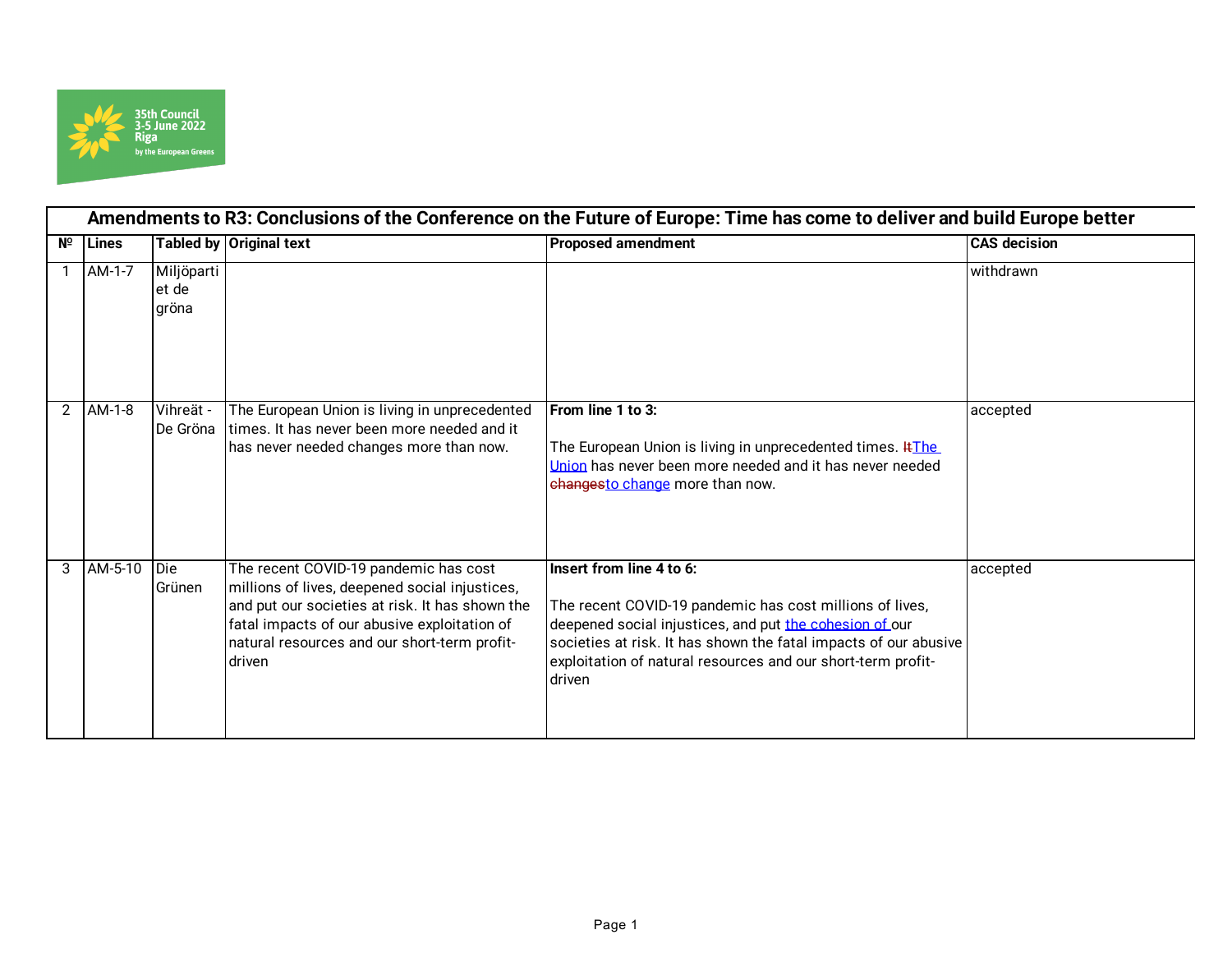35th Council
3-5 June 2022
Riga
by the European Greens

| Amendments to R3: Conclusions of the Conference on the Future of Europe: Time has come to deliver and build Europe better | | | | | |
|---|---|---|---|---|---|
| № | Lines | Tabled by | Original text | Proposed amendment | CAS decision |
| 1 | AM-1-7 | Miljöpartiet de gröna | | | withdrawn |
| 2 | AM-1-8 | Vihreät - De Gröna | The European Union is living in unprecedented times. It has never been more needed and it has never needed changes more than now. | **From line 1 to 3:**<br><br>The European Union is living in unprecedented times. ~~It~~The Union has never been more needed and it has never needed ~~changes~~to change more than now. | accepted |
| 3 | AM-5-10 | Die Grünen | The recent COVID-19 pandemic has cost millions of lives, deepened social injustices, and put our societies at risk. It has shown the fatal impacts of our abusive exploitation of natural resources and our short-term profit-driven | **Insert from line 4 to 6:**<br><br>The recent COVID-19 pandemic has cost millions of lives, deepened social injustices, and put the cohesion of our societies at risk. It has shown the fatal impacts of our abusive exploitation of natural resources and our short-term profit-driven | accepted |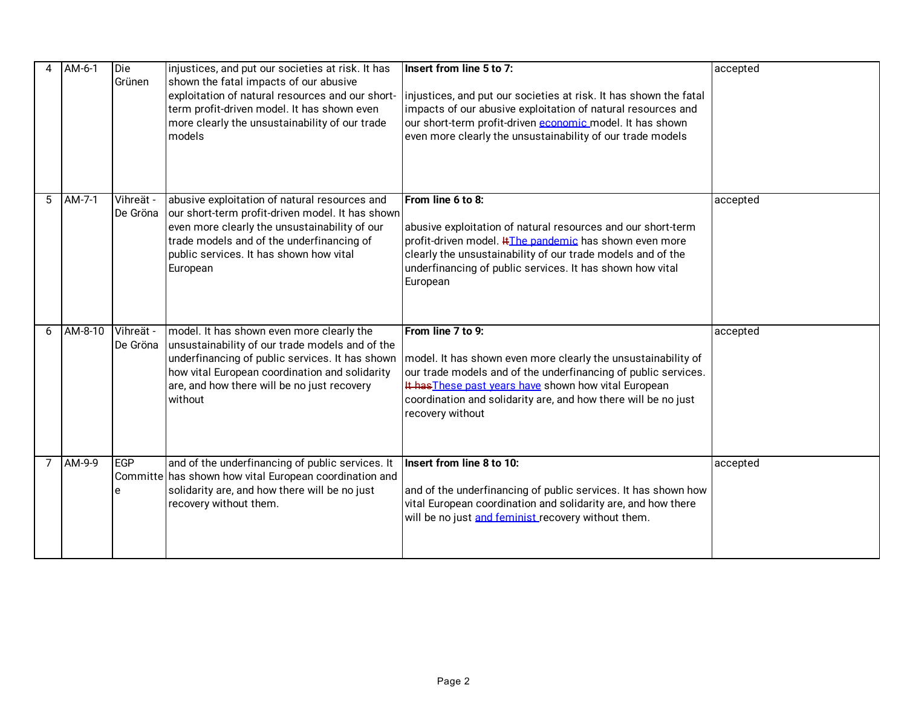| 4 | AM-6-1 | Die Grünen | injustices, and put our societies at risk. It has shown the fatal impacts of our abusive exploitation of natural resources and our short-term profit-driven model. It has shown even more clearly the unsustainability of our trade models | **Insert from line 5 to 7:**<br><br>injustices, and put our societies at risk. It has shown the fatal impacts of our abusive exploitation of natural resources and our short-term profit-driven economic model. It has shown even more clearly the unsustainability of our trade models | accepted |
|---|---|---|---|---|---|
| 5 | AM-7-1 | Vihreät - De Gröna | abusive exploitation of natural resources and our short-term profit-driven model. It has shown even more clearly the unsustainability of our trade models and of the underfinancing of public services. It has shown how vital European | **From line 6 to 8:**<br><br>abusive exploitation of natural resources and our short-term profit-driven model. ~~It~~The pandemic has shown even more clearly the unsustainability of our trade models and of the underfinancing of public services. It has shown how vital European | accepted |
| 6 | AM-8-10 | Vihreät - De Gröna | model. It has shown even more clearly the unsustainability of our trade models and of the underfinancing of public services. It has shown how vital European coordination and solidarity are, and how there will be no just recovery without | **From line 7 to 9:**<br><br>model. It has shown even more clearly the unsustainability of our trade models and of the underfinancing of public services. ~~It has~~These past years have shown how vital European coordination and solidarity are, and how there will be no just recovery without | accepted |
| 7 | AM-9-9 | EGP Committee | and of the underfinancing of public services. It has shown how vital European coordination and solidarity are, and how there will be no just recovery without them. | **Insert from line 8 to 10:**<br><br>and of the underfinancing of public services. It has shown how vital European coordination and solidarity are, and how there will be no just and feminist recovery without them. | accepted |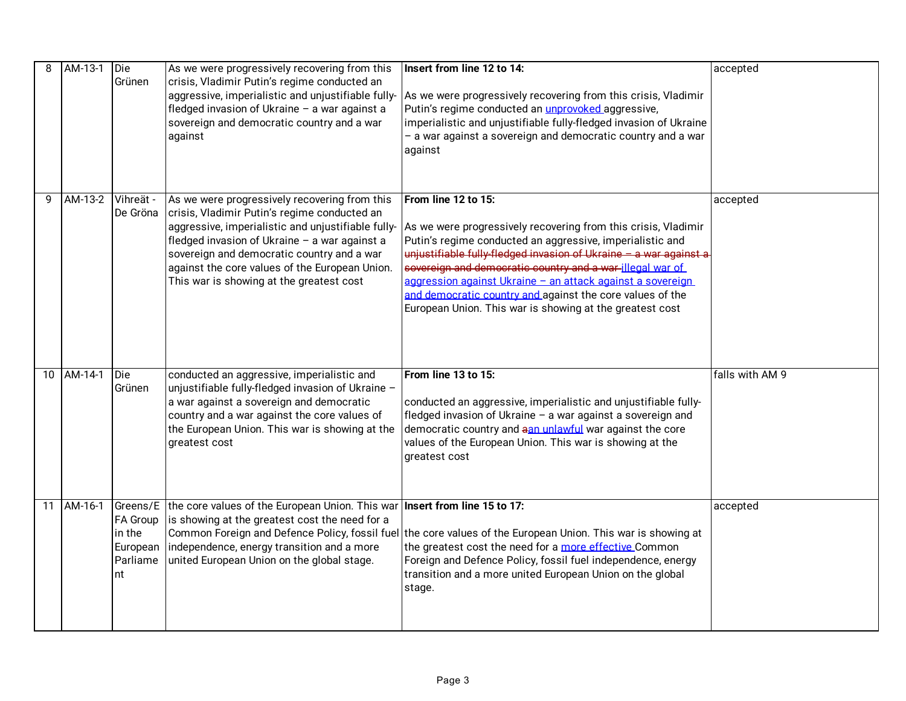| 8 | AM-13-1 | Die Grünen | As we were progressively recovering from this crisis, Vladimir Putin's regime conducted an aggressive, imperialistic and unjustifiable fully-fledged invasion of Ukraine – a war against a sovereign and democratic country and a war against | **Insert from line 12 to 14:**<br><br>As we were progressively recovering from this crisis, Vladimir Putin's regime conducted an unprovoked aggressive, imperialistic and unjustifiable fully-fledged invasion of Ukraine – a war against a sovereign and democratic country and a war against | accepted |
|---|---|---|---|---|---|
| 9 | AM-13-2 | Vihreät - De Gröna | As we were progressively recovering from this crisis, Vladimir Putin's regime conducted an aggressive, imperialistic and unjustifiable fully-fledged invasion of Ukraine – a war against a sovereign and democratic country and a war against the core values of the European Union. This war is showing at the greatest cost | **From line 12 to 15:**<br><br>As we were progressively recovering from this crisis, Vladimir Putin's regime conducted an aggressive, imperialistic and ~~unjustifiable fully-fledged invasion of Ukraine – a war against a sovereign and democratic country and a war~~ illegal war of aggression against Ukraine – an attack against a sovereign and democratic country and against the core values of the European Union. This war is showing at the greatest cost | accepted |
| 10 | AM-14-1 | Die Grünen | conducted an aggressive, imperialistic and unjustifiable fully-fledged invasion of Ukraine – a war against a sovereign and democratic country and a war against the core values of the European Union. This war is showing at the greatest cost | **From line 13 to 15:**<br><br>conducted an aggressive, imperialistic and unjustifiable fully-fledged invasion of Ukraine – a war against a sovereign and democratic country and ~~a~~an unlawful war against the core values of the European Union. This war is showing at the greatest cost | falls with AM 9 |
| 11 | AM-16-1 | Greens/EFA Group in the European Parliament | the core values of the European Union. This war is showing at the greatest cost the need for a Common Foreign and Defence Policy, fossil fuel independence, energy transition and a more united European Union on the global stage. | **Insert from line 15 to 17:**<br><br>the core values of the European Union. This war is showing at the greatest cost the need for a more effective Common Foreign and Defence Policy, fossil fuel independence, energy transition and a more united European Union on the global stage. | accepted |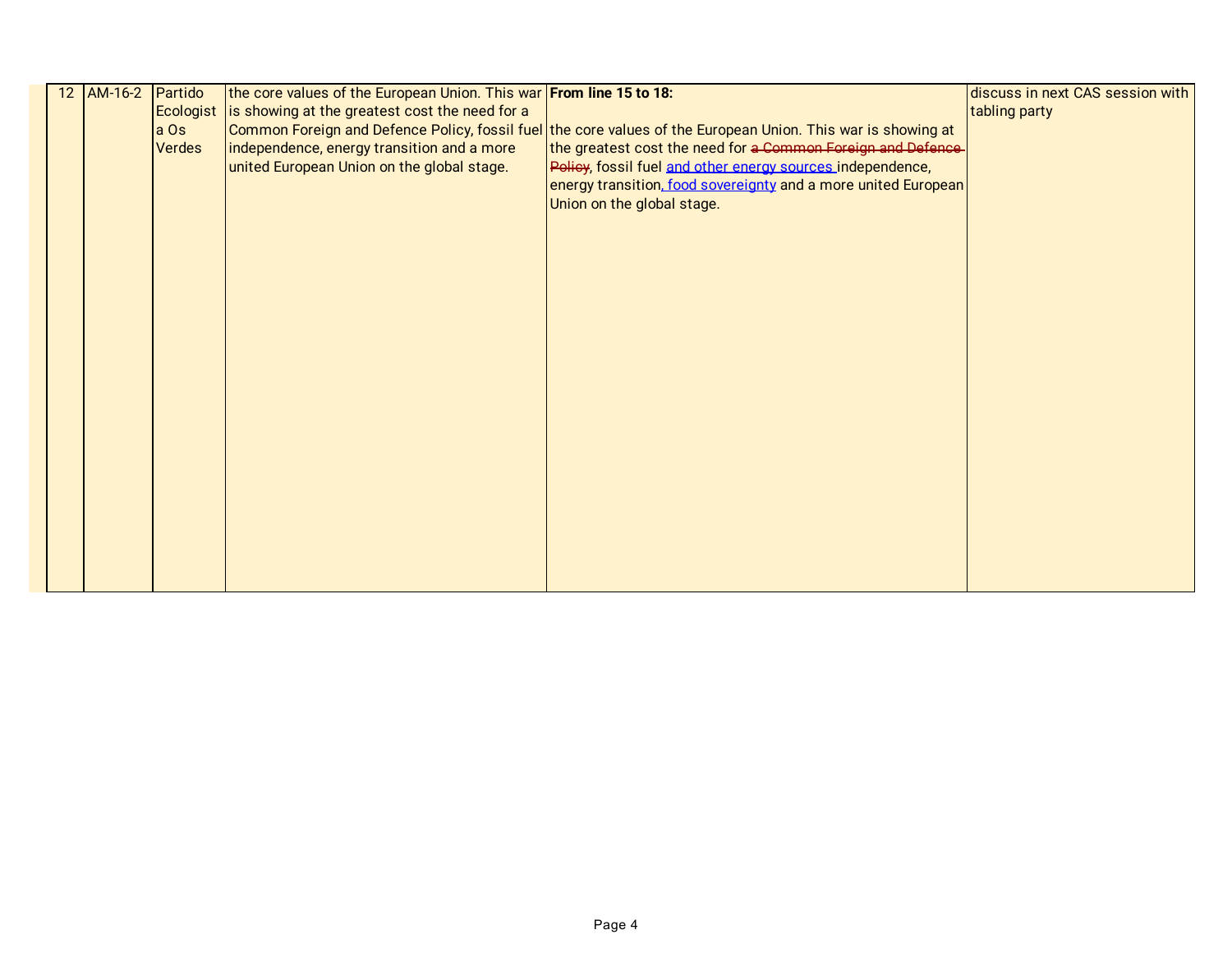| 12 | AM-16-2 | Partido Ecologista Os Verdes | the core values of the European Union. This war is showing at the greatest cost the need for a Common Foreign and Defence Policy, fossil fuel independence, energy transition and a more united European Union on the global stage. | **From line 15 to 18:**<br><br>the core values of the European Union. This war is showing at the greatest cost the need for ~~a Common Foreign and Defence Policy~~, fossil fuel <u>and other energy sources</u> independence, energy transition<u>, food sovereignty</u> and a more united European Union on the global stage. | discuss in next CAS session with tabling party |
|---|---|---|---|---|---|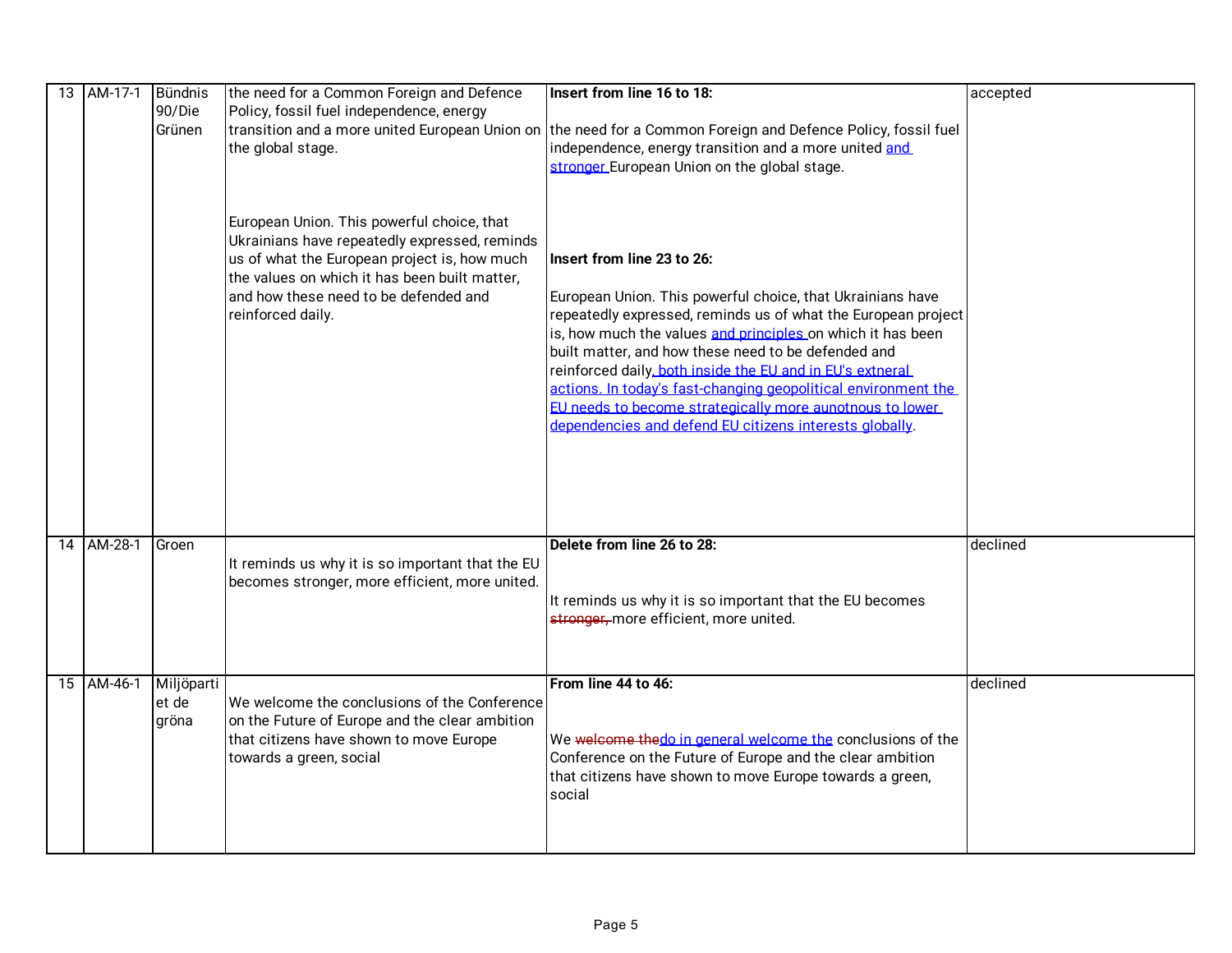| 13 | AM-17-1 | Bündnis 90/Die Grünen | the need for a Common Foreign and Defence Policy, fossil fuel independence, energy transition and a more united European Union on the global stage.<br><br>European Union. This powerful choice, that Ukrainians have repeatedly expressed, reminds us of what the European project is, how much the values on which it has been built matter, and how these need to be defended and reinforced daily. | **Insert from line 16 to 18:**<br><br>the need for a Common Foreign and Defence Policy, fossil fuel independence, energy transition and a more united <u>and stronger</u> European Union on the global stage.<br><br>**Insert from line 23 to 26:**<br><br>European Union. This powerful choice, that Ukrainians have repeatedly expressed, reminds us of what the European project is, how much the values <u>and principles</u> on which it has been built matter, and how these need to be defended and reinforced daily<u>, both inside the EU and in EU's extneral actions. In today's fast-changing geopolitical environment the EU needs to become strategically more aunotnous to lower dependencies and defend EU citizens interests globally</u>. | accepted |
|---|---|---|---|---|---|
| 14 | AM-28-1 | Groen | It reminds us why it is so important that the EU becomes stronger, more efficient, more united. | **Delete from line 26 to 28:**<br><br>It reminds us why it is so important that the EU becomes ~~stronger,~~ more efficient, more united. | declined |
| 15 | AM-46-1 | Miljöpartiet de gröna | We welcome the conclusions of the Conference on the Future of Europe and the clear ambition that citizens have shown to move Europe towards a green, social | **From line 44 to 46:**<br><br>We ~~welcome the~~<u>do in general welcome the</u> conclusions of the Conference on the Future of Europe and the clear ambition that citizens have shown to move Europe towards a green, social | declined |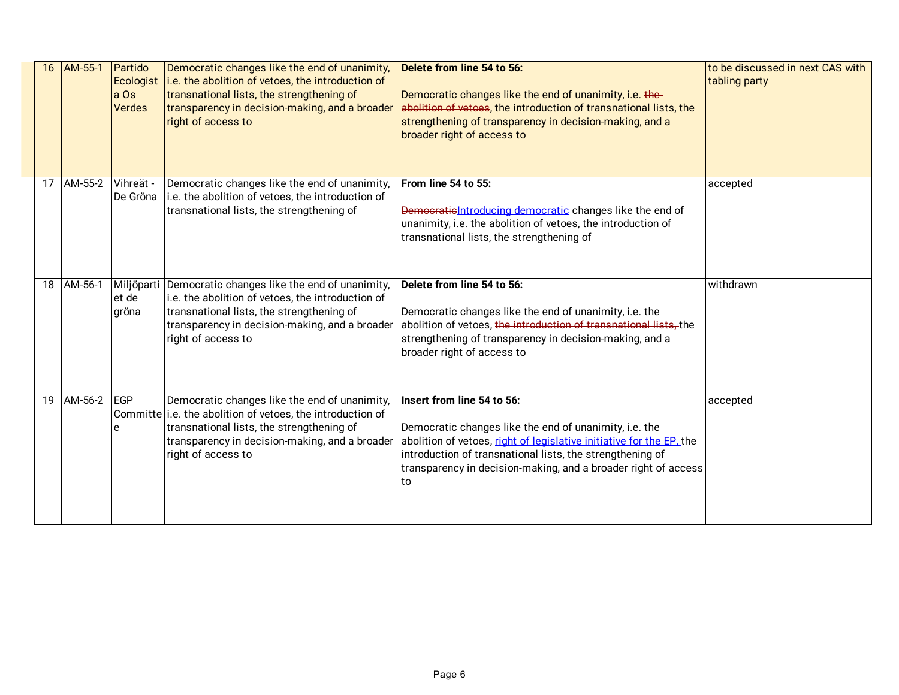| 16 | AM-55-1 | Partido Ecologista Os Verdes | Democratic changes like the end of unanimity, i.e. the abolition of vetoes, the introduction of transnational lists, the strengthening of transparency in decision-making, and a broader right of access to | **Delete from line 54 to 56:**<br><br>Democratic changes like the end of unanimity, i.e. ~~the abolition of vetoes~~, the introduction of transnational lists, the strengthening of transparency in decision-making, and a broader right of access to | to be discussed in next CAS with tabling party |
|---|---|---|---|---|---|
| 17 | AM-55-2 | Vihreät - De Gröna | Democratic changes like the end of unanimity, i.e. the abolition of vetoes, the introduction of transnational lists, the strengthening of | **From line 54 to 55:**<br><br>~~Democratic~~Introducing democratic changes like the end of unanimity, i.e. the abolition of vetoes, the introduction of transnational lists, the strengthening of | accepted |
| 18 | AM-56-1 | Miljöpartiet de gröna | Democratic changes like the end of unanimity, i.e. the abolition of vetoes, the introduction of transnational lists, the strengthening of transparency in decision-making, and a broader right of access to | **Delete from line 54 to 56:**<br><br>Democratic changes like the end of unanimity, i.e. the abolition of vetoes, ~~the introduction of transnational lists,~~ the strengthening of transparency in decision-making, and a broader right of access to | withdrawn |
| 19 | AM-56-2 | EGP Committee | Democratic changes like the end of unanimity, i.e. the abolition of vetoes, the introduction of transnational lists, the strengthening of transparency in decision-making, and a broader right of access to | **Insert from line 54 to 56:**<br><br>Democratic changes like the end of unanimity, i.e. the abolition of vetoes, right of legislative initiative for the EP, the introduction of transnational lists, the strengthening of transparency in decision-making, and a broader right of access to | accepted |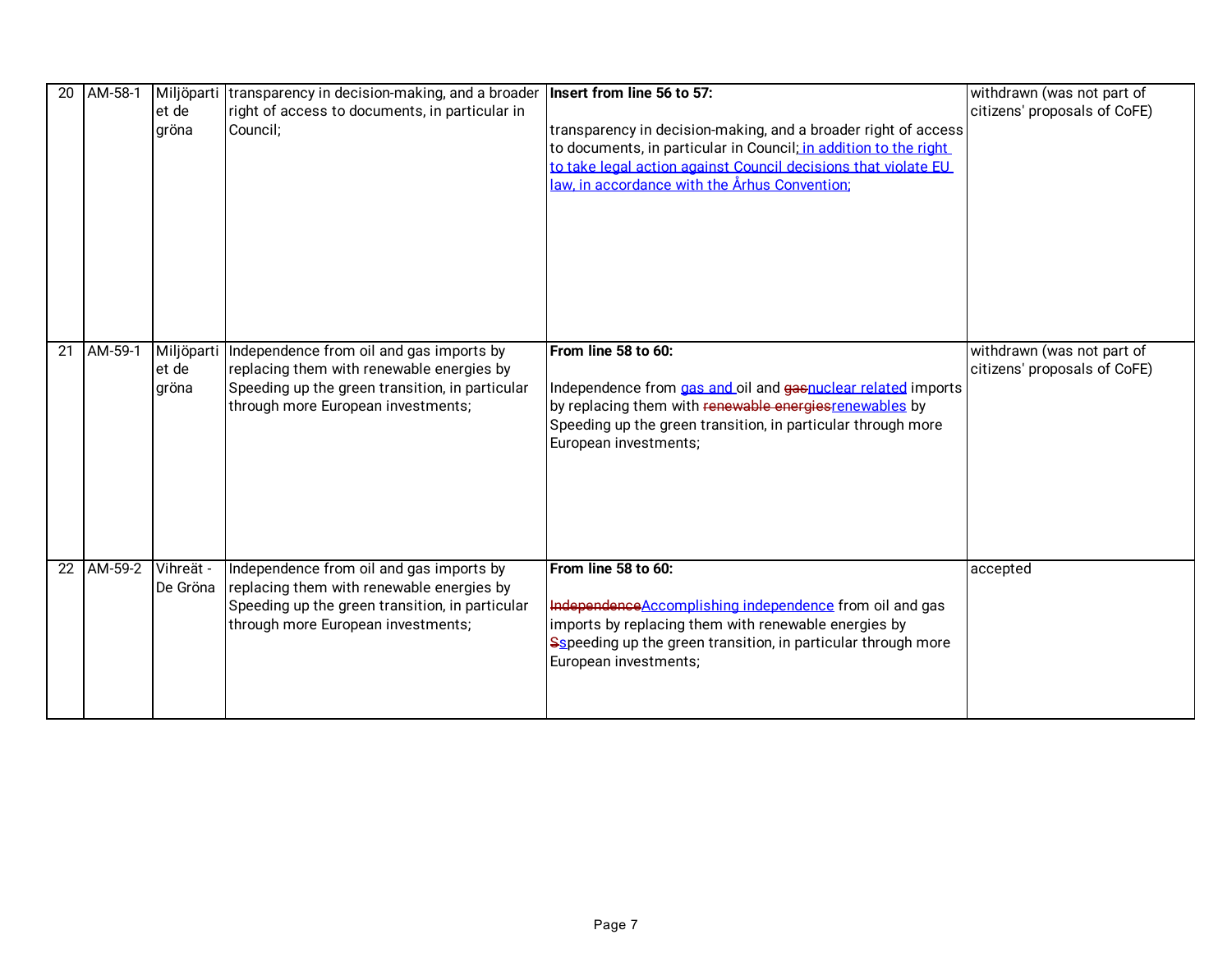| 20 | AM-58-1 | Miljöpartiet de gröna | transparency in decision-making, and a broader right of access to documents, in particular in Council; | **Insert from line 56 to 57:**<br><br>transparency in decision-making, and a broader right of access to documents, in particular in Council; in addition to the right to take legal action against Council decisions that violate EU law, in accordance with the Århus Convention; | withdrawn (was not part of citizens' proposals of CoFE) |
|---|---|---|---|---|---|
| 21 | AM-59-1 | Miljöpartiet de gröna | Independence from oil and gas imports by replacing them with renewable energies by Speeding up the green transition, in particular through more European investments; | **From line 58 to 60:**<br><br>Independence from gas and oil and ~~gas~~nuclear related imports by replacing them with ~~renewable energies~~renewables by Speeding up the green transition, in particular through more European investments; | withdrawn (was not part of citizens' proposals of CoFE) |
| 22 | AM-59-2 | Vihreät - De Gröna | Independence from oil and gas imports by replacing them with renewable energies by Speeding up the green transition, in particular through more European investments; | **From line 58 to 60:**<br><br>~~Independence~~Accomplishing independence from oil and gas imports by replacing them with renewable energies by ~~S~~speeding up the green transition, in particular through more European investments; | accepted |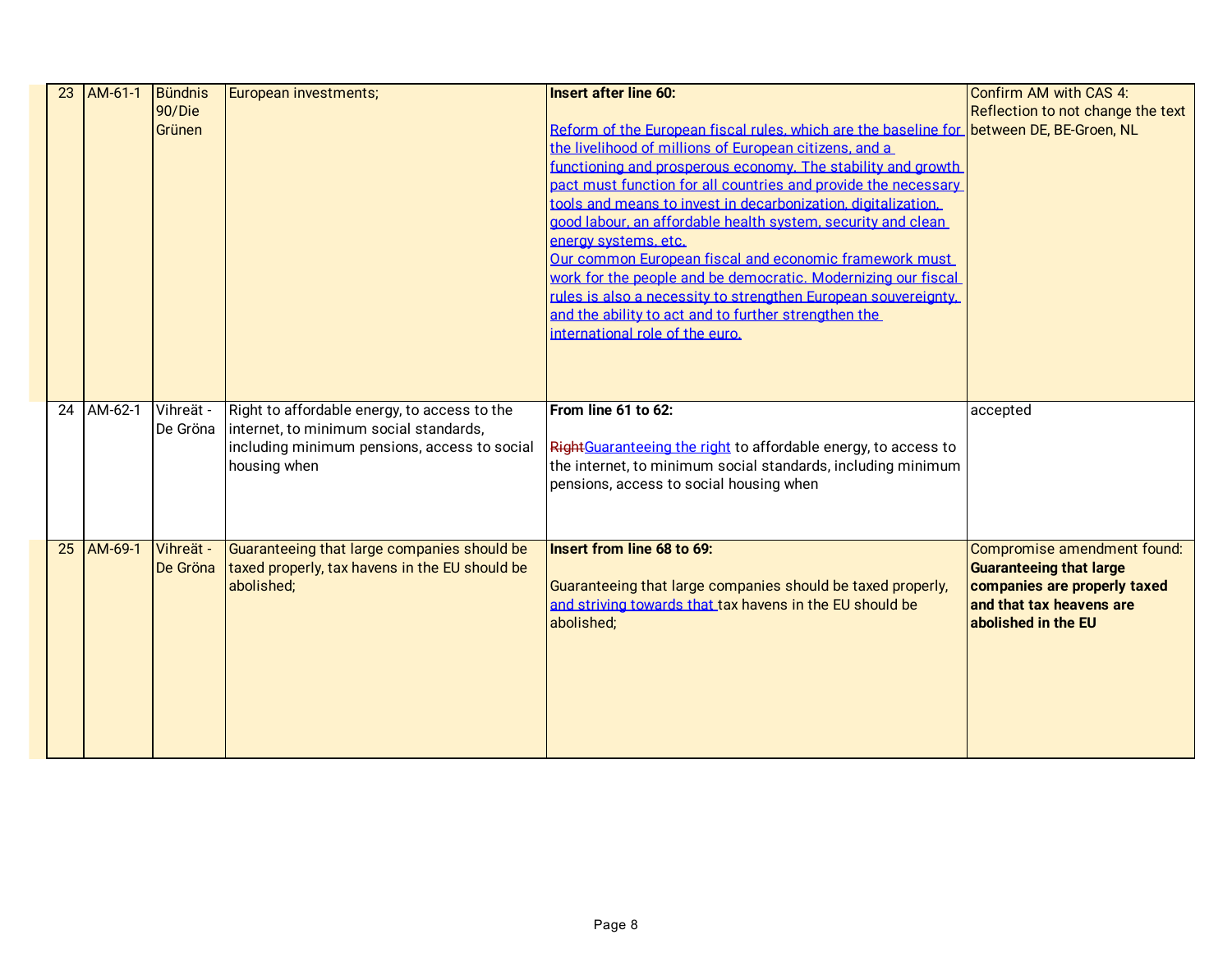| 23 | AM-61-1 | Bündnis 90/Die Grünen | European investments; | **Insert after line 60:**<br><br><u>Reform of the European fiscal rules, which are the baseline for the livelihood of millions of European citizens, and a functioning and prosperous economy. The stability and growth pact must function for all countries and provide the necessary tools and means to invest in decarbonization, digitalization, good labour, an affordable health system, security and clean energy systems, etc.</u><br><u>Our common European fiscal and economic framework must work for the people and be democratic. Modernizing our fiscal rules is also a necessity to strengthen European souvereignty, and the ability to act and to further strengthen the international role of the euro.</u> | Confirm AM with CAS 4: Reflection to not change the text between DE, BE-Groen, NL |
|---|---|---|---|---|---|
| 24 | AM-62-1 | Vihreät - De Gröna | Right to affordable energy, to access to the internet, to minimum social standards, including minimum pensions, access to social housing when | **From line 61 to 62:**<br><br>~~Right~~<u>Guaranteeing the right</u> to affordable energy, to access to the internet, to minimum social standards, including minimum pensions, access to social housing when | accepted |
| 25 | AM-69-1 | Vihreät - De Gröna | Guaranteeing that large companies should be taxed properly, tax havens in the EU should be abolished; | **Insert from line 68 to 69:**<br><br>Guaranteeing that large companies should be taxed properly, <u>and striving towards that</u> tax havens in the EU should be abolished; | Compromise amendment found: **Guaranteeing that large companies are properly taxed and that tax heavens are abolished in the EU** |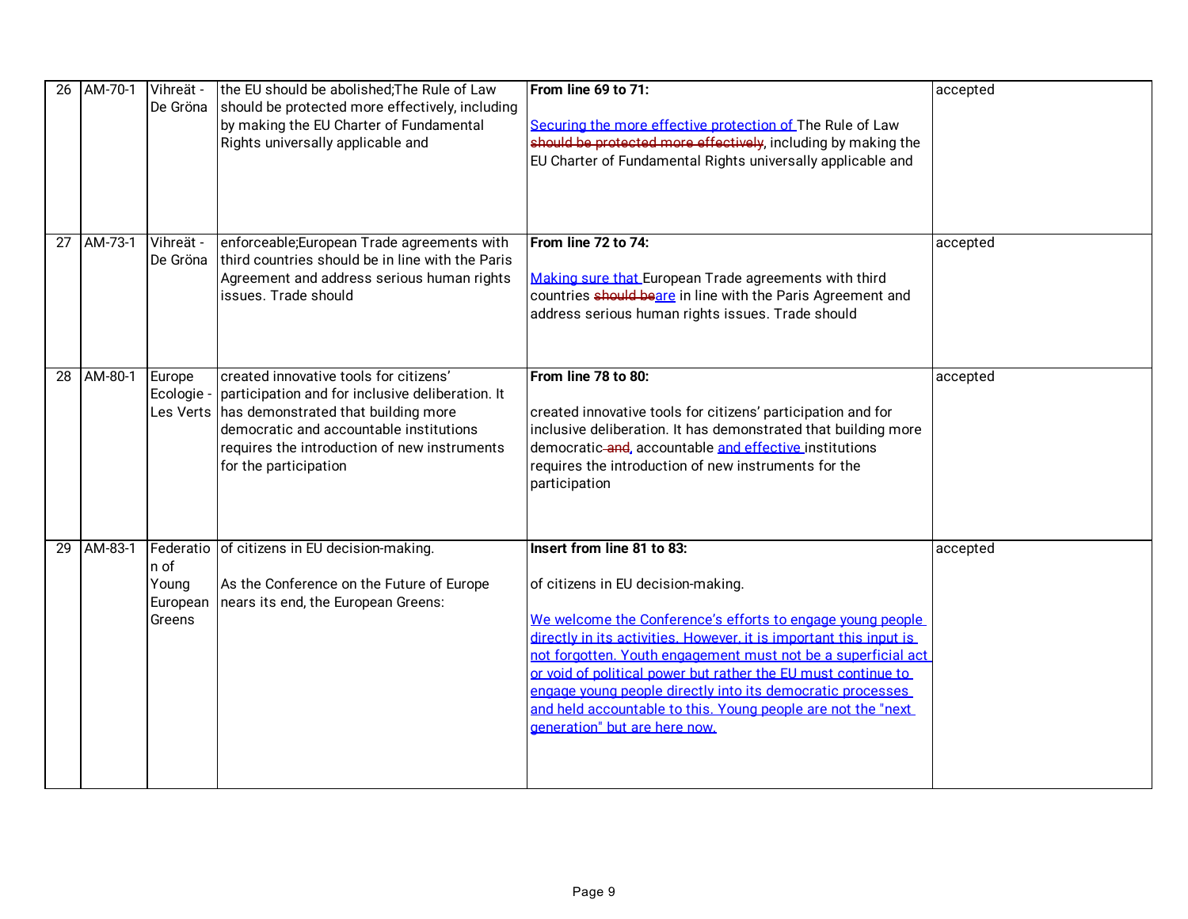| 26 | AM-70-1 | Vihreät - De Gröna | the EU should be abolished;The Rule of Law should be protected more effectively, including by making the EU Charter of Fundamental Rights universally applicable and | **From line 69 to 71:**<br><br><ins>Securing the more effective protection of</ins> The Rule of Law ~~should be protected more effectively~~, including by making the EU Charter of Fundamental Rights universally applicable and | accepted |
|---|---|---|---|---|---|
| 27 | AM-73-1 | Vihreät - De Gröna | enforceable;European Trade agreements with third countries should be in line with the Paris Agreement and address serious human rights issues. Trade should | **From line 72 to 74:**<br><br><ins>Making sure that</ins> European Trade agreements with third countries ~~should be~~<ins>are</ins> in line with the Paris Agreement and address serious human rights issues. Trade should | accepted |
| 28 | AM-80-1 | Europe Ecologie - Les Verts | created innovative tools for citizens' participation and for inclusive deliberation. It has demonstrated that building more democratic and accountable institutions requires the introduction of new instruments for the participation | **From line 78 to 80:**<br><br>created innovative tools for citizens' participation and for inclusive deliberation. It has demonstrated that building more democratic ~~and~~, accountable <ins>and effective</ins> institutions requires the introduction of new instruments for the participation | accepted |
| 29 | AM-83-1 | Federation of Young European Greens | of citizens in EU decision-making.<br><br>As the Conference on the Future of Europe nears its end, the European Greens: | **Insert from line 81 to 83:**<br><br>of citizens in EU decision-making.<br><br><ins>We welcome the Conference's efforts to engage young people directly in its activities. However, it is important this input is not forgotten. Youth engagement must not be a superficial act or void of political power but rather the EU must continue to engage young people directly into its democratic processes and held accountable to this. Young people are not the "next generation" but are here now.</ins> | accepted |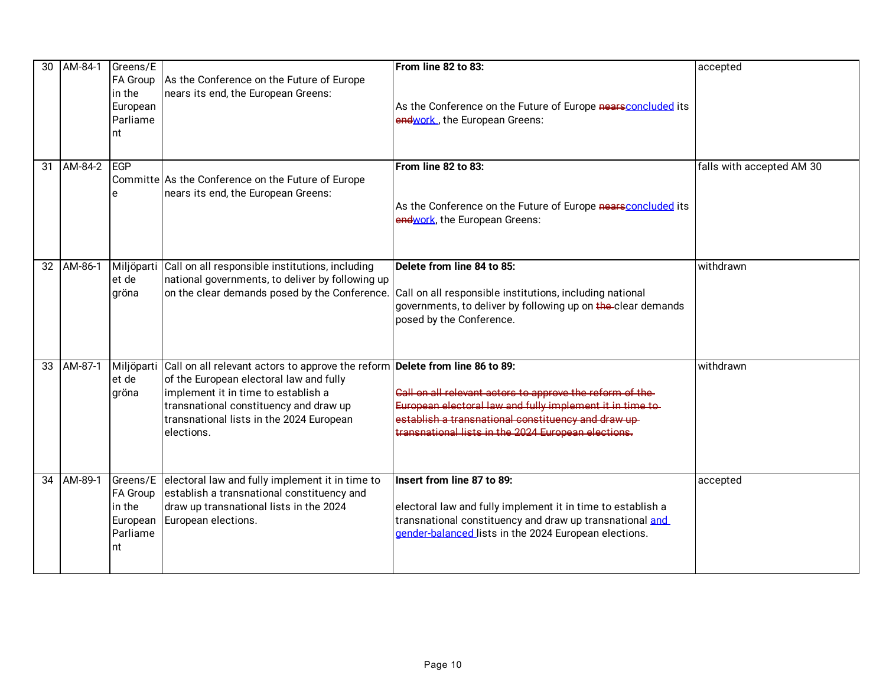| 30 | AM-84-1 | Greens/EFA Group in the European Parliament | As the Conference on the Future of Europe nears its end, the European Greens: | **From line 82 to 83:**<br><br>As the Conference on the Future of Europe ~~nears~~concluded its ~~end~~work , the European Greens: | accepted |
|---|---|---|---|---|---|
| 31 | AM-84-2 | EGP Committee | As the Conference on the Future of Europe nears its end, the European Greens: | **From line 82 to 83:**<br><br>As the Conference on the Future of Europe ~~nears~~concluded its ~~end~~work, the European Greens: | falls with accepted AM 30 |
| 32 | AM-86-1 | Miljöpartiet de gröna | Call on all responsible institutions, including national governments, to deliver by following up on the clear demands posed by the Conference. | **Delete from line 84 to 85:**<br><br>Call on all responsible institutions, including national governments, to deliver by following up on ~~the~~ clear demands posed by the Conference. | withdrawn |
| 33 | AM-87-1 | Miljöpartiet de gröna | Call on all relevant actors to approve the reform of the European electoral law and fully implement it in time to establish a transnational constituency and draw up transnational lists in the 2024 European elections. | **Delete from line 86 to 89:**<br><br>~~Call on all relevant actors to approve the reform of the European electoral law and fully implement it in time to establish a transnational constituency and draw up transnational lists in the 2024 European elections.~~ | withdrawn |
| 34 | AM-89-1 | Greens/EFA Group in the European Parliament | electoral law and fully implement it in time to establish a transnational constituency and draw up transnational lists in the 2024 European elections. | **Insert from line 87 to 89:**<br><br>electoral law and fully implement it in time to establish a transnational constituency and draw up transnational and gender-balanced lists in the 2024 European elections. | accepted |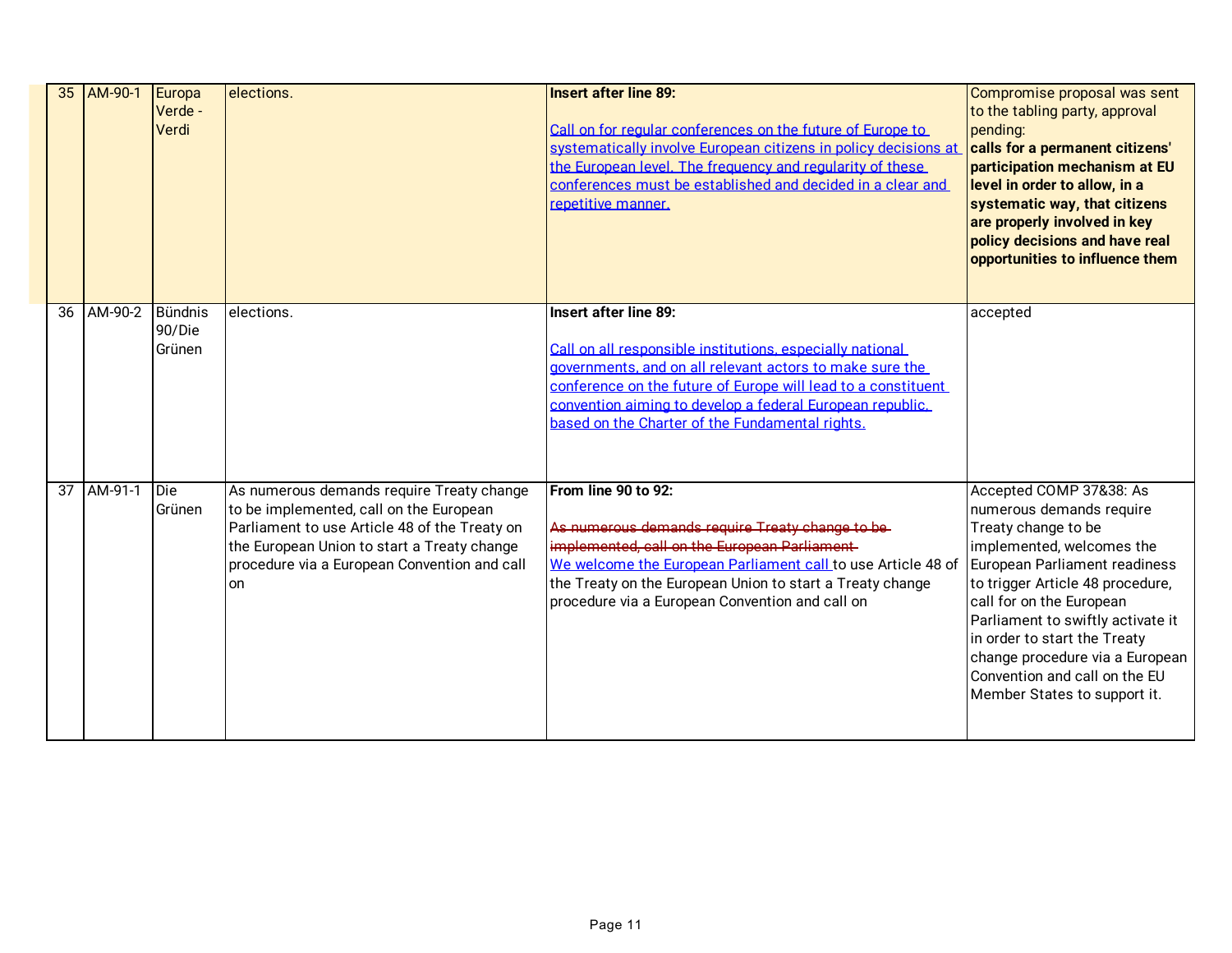| 35 | AM-90-1 | Europa Verde - Verdi | elections. | **Insert after line 89:**<br><br><u>Call on for regular conferences on the future of Europe to systematically involve European citizens in policy decisions at the European level. The frequency and regularity of these conferences must be established and decided in a clear and repetitive manner.</u> | Compromise proposal was sent to the tabling party, approval pending:<br>**calls for a permanent citizens' participation mechanism at EU level in order to allow, in a systematic way, that citizens are properly involved in key policy decisions and have real opportunities to influence them** |
|---|---|---|---|---|---|
| 36 | AM-90-2 | Bündnis 90/Die Grünen | elections. | **Insert after line 89:**<br><br><u>Call on all responsible institutions, especially national governments, and on all relevant actors to make sure the conference on the future of Europe will lead to a constituent convention aiming to develop a federal European republic, based on the Charter of the Fundamental rights.</u> | accepted |
| 37 | AM-91-1 | Die Grünen | As numerous demands require Treaty change to be implemented, call on the European Parliament to use Article 48 of the Treaty on the European Union to start a Treaty change procedure via a European Convention and call on | **From line 90 to 92:**<br><br>~~As numerous demands require Treaty change to be implemented, call on the European Parliament~~ <u>We welcome the European Parliament call</u> to use Article 48 of the Treaty on the European Union to start a Treaty change procedure via a European Convention and call on | Accepted COMP 37&38: As numerous demands require Treaty change to be implemented, welcomes the European Parliament readiness to trigger Article 48 procedure, call for on the European Parliament to swiftly activate it in order to start the Treaty change procedure via a European Convention and call on the EU Member States to support it. |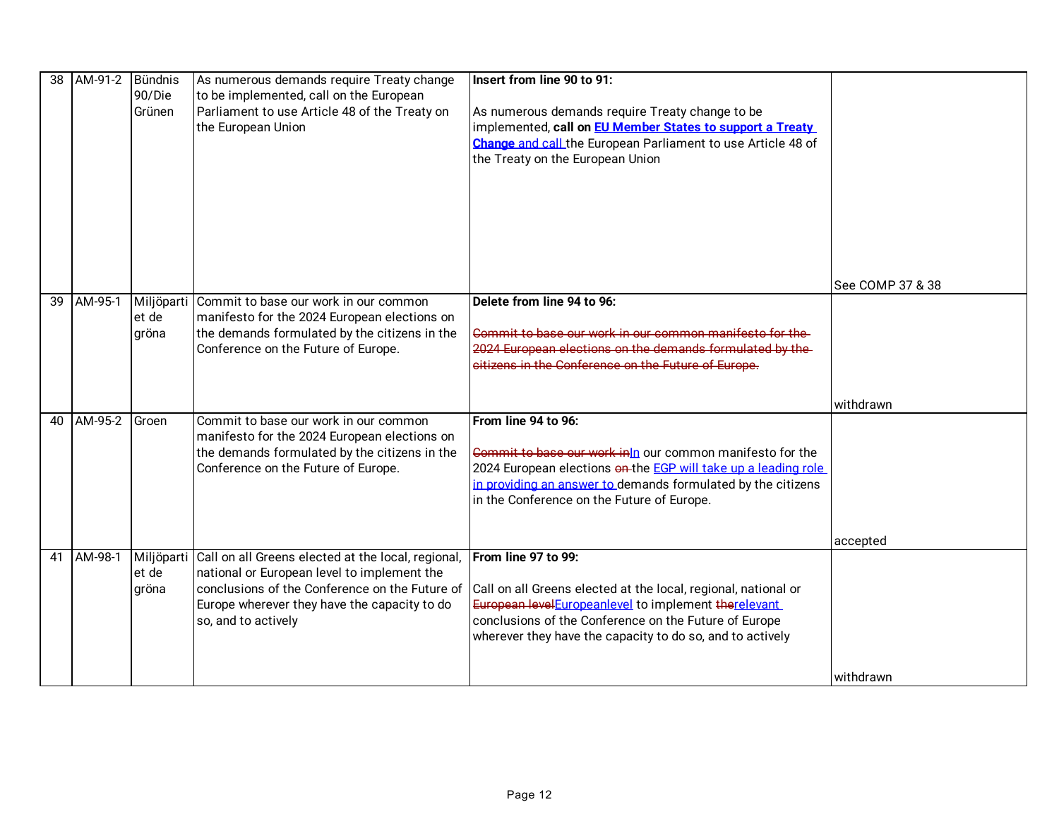| 38 | AM-91-2 | Bündnis 90/Die Grünen | As numerous demands require Treaty change to be implemented, call on the European Parliament to use Article 48 of the Treaty on the European Union | **Insert from line 90 to 91:**<br><br>As numerous demands require Treaty change to be implemented, **call on EU Member States to support a Treaty Change** and call the European Parliament to use Article 48 of the Treaty on the European Union | See COMP 37 & 38 |
|---|---|---|---|---|---|
| 39 | AM-95-1 | Miljöpartiet de gröna | Commit to base our work in our common manifesto for the 2024 European elections on the demands formulated by the citizens in the Conference on the Future of Europe. | **Delete from line 94 to 96:**<br><br>~~Commit to base our work in our common manifesto for the 2024 European elections on the demands formulated by the citizens in the Conference on the Future of Europe.~~ | withdrawn |
| 40 | AM-95-2 | Groen | Commit to base our work in our common manifesto for the 2024 European elections on the demands formulated by the citizens in the Conference on the Future of Europe. | **From line 94 to 96:**<br><br>~~Commit to base our work in~~In our common manifesto for the 2024 European elections ~~on~~ the EGP will take up a leading role in providing an answer to demands formulated by the citizens in the Conference on the Future of Europe. | accepted |
| 41 | AM-98-1 | Miljöpartiet de gröna | Call on all Greens elected at the local, regional, national or European level to implement the conclusions of the Conference on the Future of Europe wherever they have the capacity to do so, and to actively | **From line 97 to 99:**<br><br>Call on all Greens elected at the local, regional, national or ~~European level~~Europeanlevel to implement ~~the~~relevant conclusions of the Conference on the Future of Europe wherever they have the capacity to do so, and to actively | withdrawn |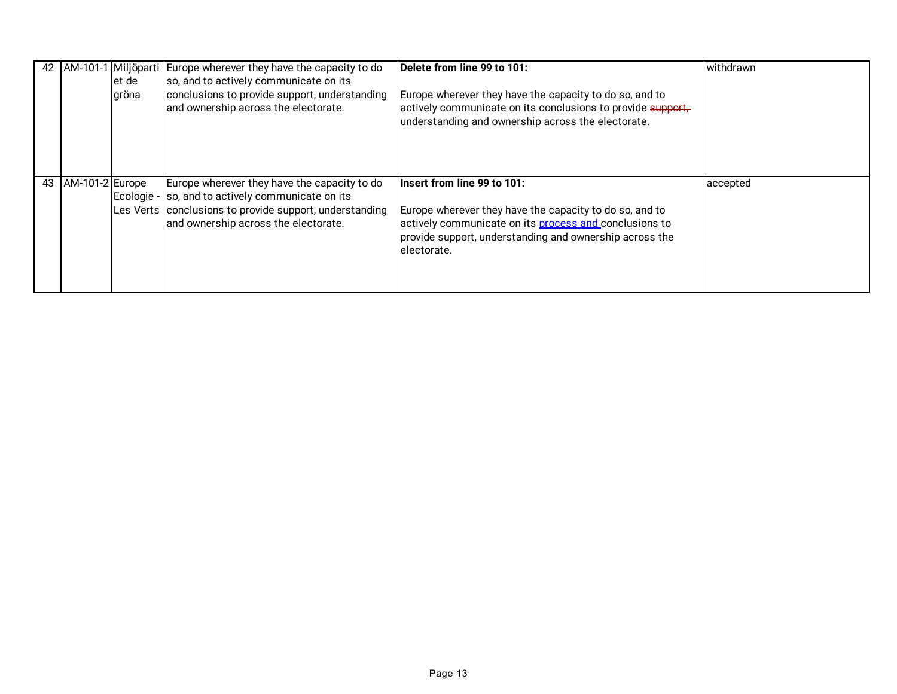| | | | | | |
|---|---|---|---|---|---|
| 42 | AM-101-1 | Miljöpartiet de gröna | Europe wherever they have the capacity to do so, and to actively communicate on its conclusions to provide support, understanding and ownership across the electorate. | **Delete from line 99 to 101:**<br><br>Europe wherever they have the capacity to do so, and to actively communicate on its conclusions to provide ~~support,~~ understanding and ownership across the electorate. | withdrawn |
| 43 | AM-101-2 | Europe Ecologie - Les Verts | Europe wherever they have the capacity to do so, and to actively communicate on its conclusions to provide support, understanding and ownership across the electorate. | **Insert from line 99 to 101:**<br><br>Europe wherever they have the capacity to do so, and to actively communicate on its <u>process and</u> conclusions to provide support, understanding and ownership across the electorate. | accepted |